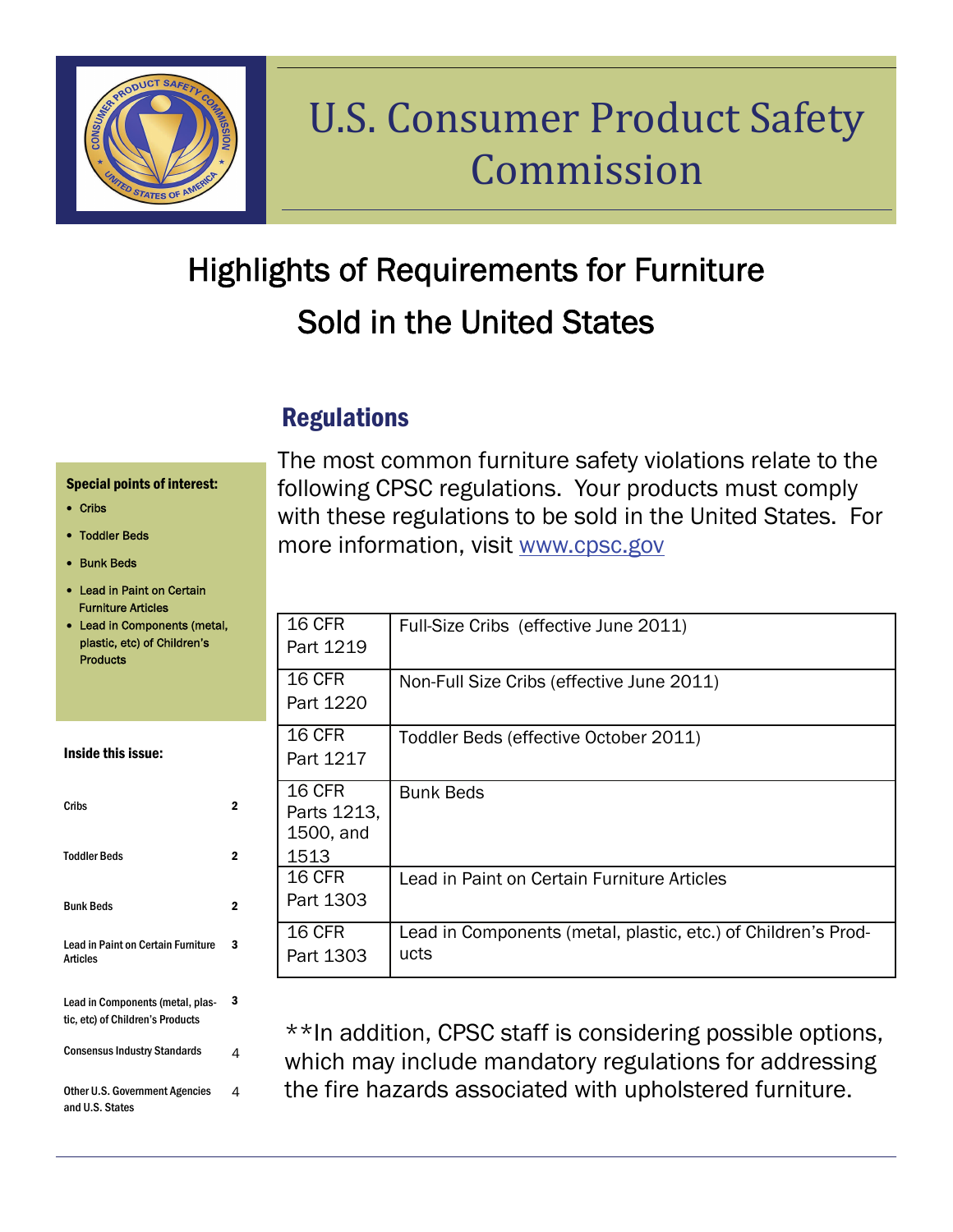# U.S. Consumer Product Safety Commission

## Highlights of Requirements for Furniture Sold in the United States

**Special points of interest:**

- Cribs
- Toddler Beds
- Bunk Beds
- Lead in Paint on Certain Furniture Articles
- Lead in Components (metal, plastic, etc) of Children's Products

**Inside this issue:**

| | |
|---|---|
| Cribs | 2 |
| Toddler Beds | 2 |
| Bunk Beds | 2 |
| Lead in Paint on Certain Furniture Articles | 3 |
| Lead in Components (metal, plastic, etc) of Children's Products | 3 |
| Consensus Industry Standards | 4 |
| Other U.S. Government Agencies and U.S. States | 4 |

### Regulations

The most common furniture safety violations relate to the following CPSC regulations. Your products must comply with these regulations to be sold in the United States. For more information, visit www.cpsc.gov

| | |
|---|---|
| 16 CFR Part 1219 | Full-Size Cribs (effective June 2011) |
| 16 CFR Part 1220 | Non-Full Size Cribs (effective June 2011) |
| 16 CFR Part 1217 | Toddler Beds (effective October 2011) |
| 16 CFR Parts 1213, 1500, and 1513 | Bunk Beds |
| 16 CFR Part 1303 | Lead in Paint on Certain Furniture Articles |
| 16 CFR Part 1303 | Lead in Components (metal, plastic, etc.) of Children's Products |

**In addition, CPSC staff is considering possible options, which may include mandatory regulations for addressing the fire hazards associated with upholstered furniture.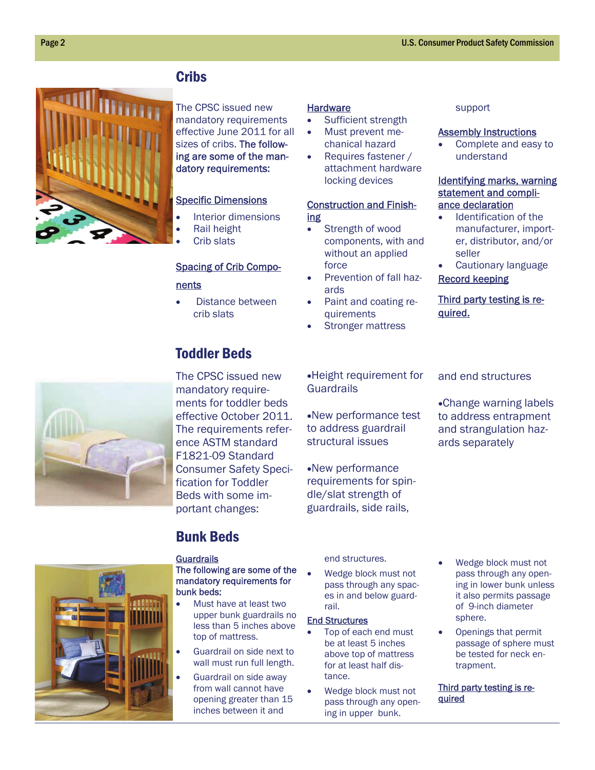## Cribs

The CPSC issued new mandatory requirements effective June 2011 for all sizes of cribs. **The following are some of the mandatory requirements:**

**Specific Dimensions**

- Interior dimensions
- Rail height
- Crib slats

**Spacing of Crib Components**

- Distance between crib slats

**Hardware**

- Sufficient strength
- Must prevent mechanical hazard
- Requires fastener / attachment hardware locking devices

**Construction and Finishing**

- Strength of wood components, with and without an applied force
- Prevention of fall hazards
- Paint and coating requirements
- Stronger mattress support

**Assembly Instructions**

- Complete and easy to understand

**Identifying marks, warning statement and compliance declaration**

- Identification of the manufacturer, importer, distributor, and/or seller
- Cautionary language

**Record keeping**

**Third party testing is required.**

## Toddler Beds

The CPSC issued new mandatory requirements for toddler beds effective October 2011. The requirements reference ASTM standard F1821-09 Standard Consumer Safety Specification for Toddler Beds with some important changes:

- Height requirement for Guardrails
- New performance test to address guardrail structural issues
- New performance requirements for spindle/slat strength of guardrails, side rails, and end structures
- Change warning labels to address entrapment and strangulation hazards separately

## Bunk Beds

**Guardrails**

**The following are some of the mandatory requirements for bunk beds:**

- Must have at least two upper bunk guardrails no less than 5 inches above top of mattress.
- Guardrail on side next to wall must run full length.
- Guardrail on side away from wall cannot have opening greater than 15 inches between it and end structures.
- Wedge block must not pass through any spaces in and below guardrail.

**End Structures**

- Top of each end must be at least 5 inches above top of mattress for at least half distance.
- Wedge block must not pass through any opening in upper bunk.
- Wedge block must not pass through any opening in lower bunk unless it also permits passage of 9-inch diameter sphere.
- Openings that permit passage of sphere must be tested for neck entrapment.

**Third party testing is required**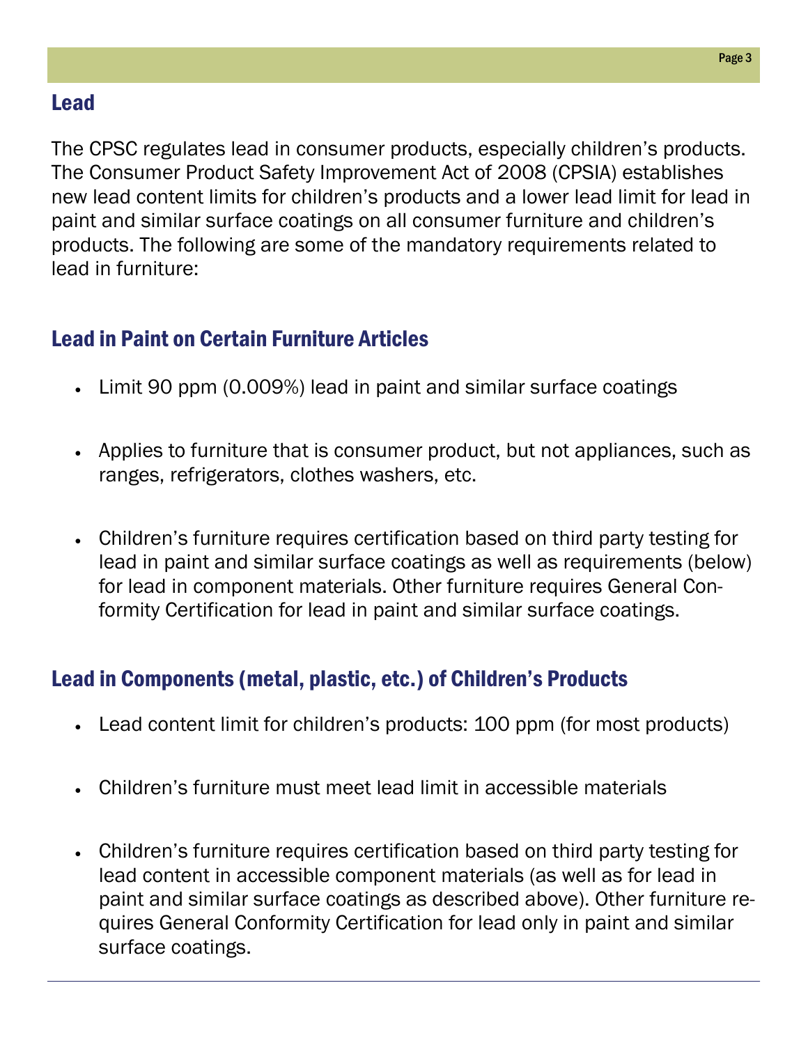## Lead

The CPSC regulates lead in consumer products, especially children's products. The Consumer Product Safety Improvement Act of 2008 (CPSIA) establishes new lead content limits for children's products and a lower lead limit for lead in paint and similar surface coatings on all consumer furniture and children's products. The following are some of the mandatory requirements related to lead in furniture:

### Lead in Paint on Certain Furniture Articles

- Limit 90 ppm (0.009%) lead in paint and similar surface coatings
- Applies to furniture that is consumer product, but not appliances, such as ranges, refrigerators, clothes washers, etc.
- Children's furniture requires certification based on third party testing for lead in paint and similar surface coatings as well as requirements (below) for lead in component materials. Other furniture requires General Conformity Certification for lead in paint and similar surface coatings.

### Lead in Components (metal, plastic, etc.) of Children's Products

- Lead content limit for children's products: 100 ppm (for most products)
- Children's furniture must meet lead limit in accessible materials
- Children's furniture requires certification based on third party testing for lead content in accessible component materials (as well as for lead in paint and similar surface coatings as described above). Other furniture requires General Conformity Certification for lead only in paint and similar surface coatings.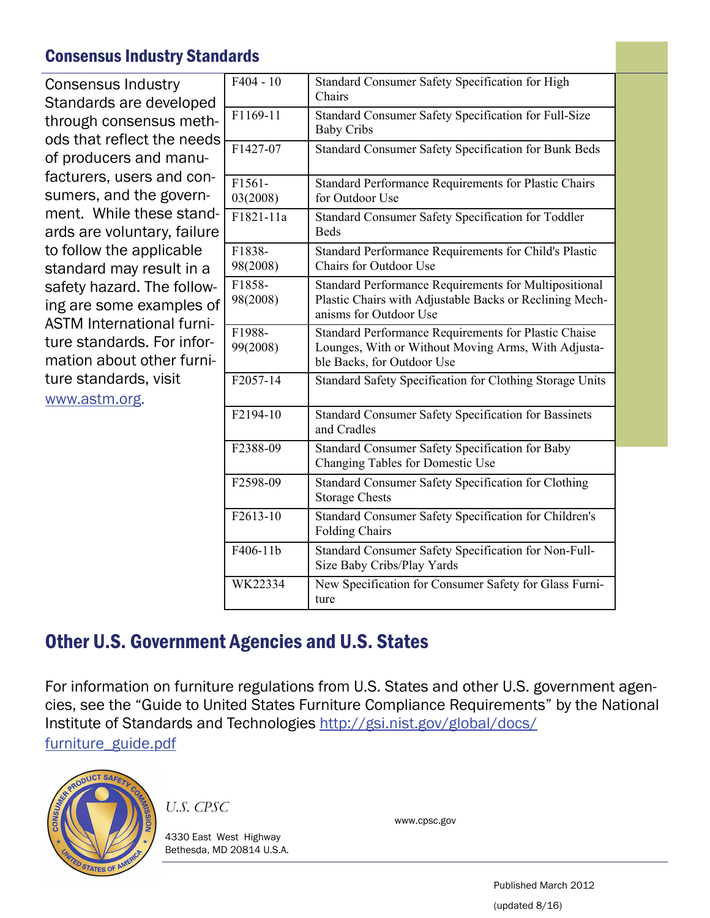## Consensus Industry Standards

Consensus Industry Standards are developed through consensus methods that reflect the needs of producers and manufacturers, users and consumers, and the government. While these standards are voluntary, failure to follow the applicable standard may result in a safety hazard. The following are some examples of ASTM International furniture standards. For information about other furniture standards, visit www.astm.org.

| | |
|---|---|
| F404 - 10 | Standard Consumer Safety Specification for High Chairs |
| F1169-11 | Standard Consumer Safety Specification for Full-Size Baby Cribs |
| F1427-07 | Standard Consumer Safety Specification for Bunk Beds |
| F1561-03(2008) | Standard Performance Requirements for Plastic Chairs for Outdoor Use |
| F1821-11a | Standard Consumer Safety Specification for Toddler Beds |
| F1838-98(2008) | Standard Performance Requirements for Child's Plastic Chairs for Outdoor Use |
| F1858-98(2008) | Standard Performance Requirements for Multipositional Plastic Chairs with Adjustable Backs or Reclining Mechanisms for Outdoor Use |
| F1988-99(2008) | Standard Performance Requirements for Plastic Chaise Lounges, With or Without Moving Arms, With Adjustable Backs, for Outdoor Use |
| F2057-14 | Standard Safety Specification for Clothing Storage Units |
| F2194-10 | Standard Consumer Safety Specification for Bassinets and Cradles |
| F2388-09 | Standard Consumer Safety Specification for Baby Changing Tables for Domestic Use |
| F2598-09 | Standard Consumer Safety Specification for Clothing Storage Chests |
| F2613-10 | Standard Consumer Safety Specification for Children's Folding Chairs |
| F406-11b | Standard Consumer Safety Specification for Non-Full-Size Baby Cribs/Play Yards |
| WK22334 | New Specification for Consumer Safety for Glass Furniture |

## Other U.S. Government Agencies and U.S. States

For information on furniture regulations from U.S. States and other U.S. government agencies, see the "Guide to United States Furniture Compliance Requirements" by the National Institute of Standards and Technologies http://gsi.nist.gov/global/docs/furniture_guide.pdf

*U.S. CPSC*

4330 East West Highway
Bethesda, MD 20814 U.S.A.

www.cpsc.gov

Published March 2012

(updated 8/16)